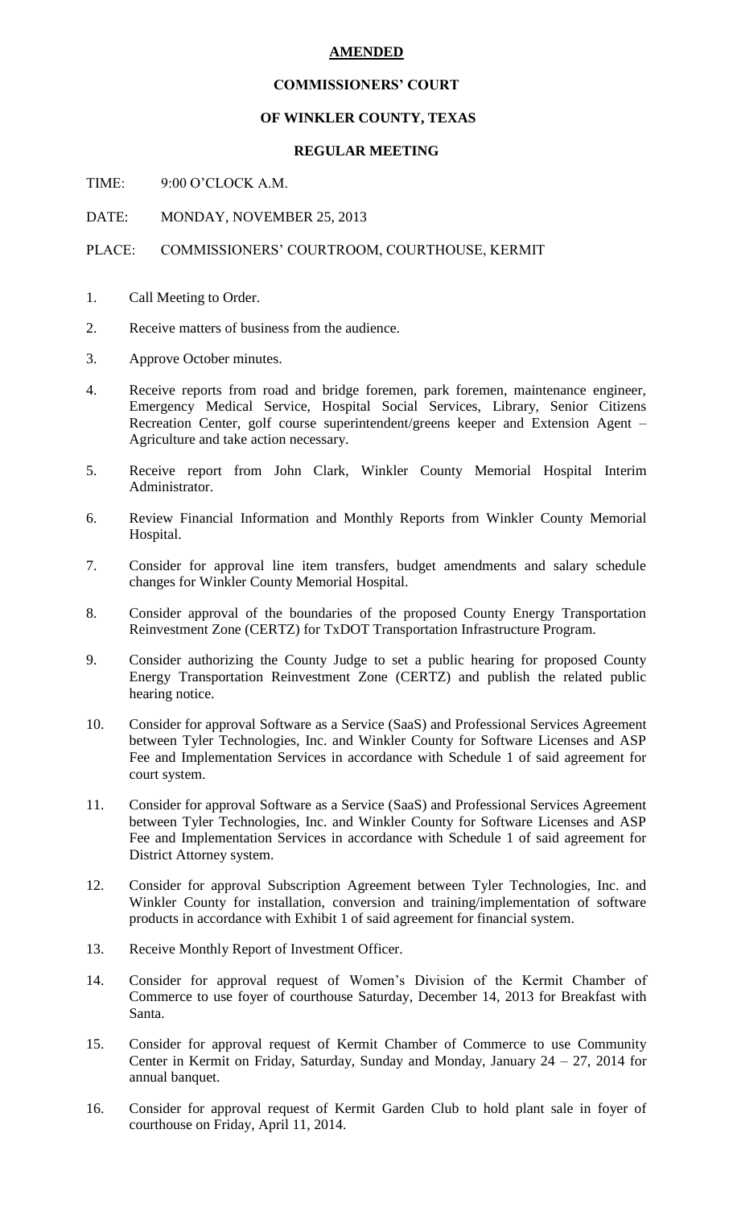**AMENDED**

**COMMISSIONERS' COURT**

**OF WINKLER COUNTY, TEXAS**

**REGULAR MEETING**

TIME: 9:00 O'CLOCK A.M.

DATE: MONDAY, NOVEMBER 25, 2013

PLACE: COMMISSIONERS' COURTROOM, COURTHOUSE, KERMIT

1. Call Meeting to Order.
2. Receive matters of business from the audience.
3. Approve October minutes.
4. Receive reports from road and bridge foremen, park foremen, maintenance engineer, Emergency Medical Service, Hospital Social Services, Library, Senior Citizens Recreation Center, golf course superintendent/greens keeper and Extension Agent – Agriculture and take action necessary.
5. Receive report from John Clark, Winkler County Memorial Hospital Interim Administrator.
6. Review Financial Information and Monthly Reports from Winkler County Memorial Hospital.
7. Consider for approval line item transfers, budget amendments and salary schedule changes for Winkler County Memorial Hospital.
8. Consider approval of the boundaries of the proposed County Energy Transportation Reinvestment Zone (CERTZ) for TxDOT Transportation Infrastructure Program.
9. Consider authorizing the County Judge to set a public hearing for proposed County Energy Transportation Reinvestment Zone (CERTZ) and publish the related public hearing notice.
10. Consider for approval Software as a Service (SaaS) and Professional Services Agreement between Tyler Technologies, Inc. and Winkler County for Software Licenses and ASP Fee and Implementation Services in accordance with Schedule 1 of said agreement for court system.
11. Consider for approval Software as a Service (SaaS) and Professional Services Agreement between Tyler Technologies, Inc. and Winkler County for Software Licenses and ASP Fee and Implementation Services in accordance with Schedule 1 of said agreement for District Attorney system.
12. Consider for approval Subscription Agreement between Tyler Technologies, Inc. and Winkler County for installation, conversion and training/implementation of software products in accordance with Exhibit 1 of said agreement for financial system.
13. Receive Monthly Report of Investment Officer.
14. Consider for approval request of Women's Division of the Kermit Chamber of Commerce to use foyer of courthouse Saturday, December 14, 2013 for Breakfast with Santa.
15. Consider for approval request of Kermit Chamber of Commerce to use Community Center in Kermit on Friday, Saturday, Sunday and Monday, January 24 – 27, 2014 for annual banquet.
16. Consider for approval request of Kermit Garden Club to hold plant sale in foyer of courthouse on Friday, April 11, 2014.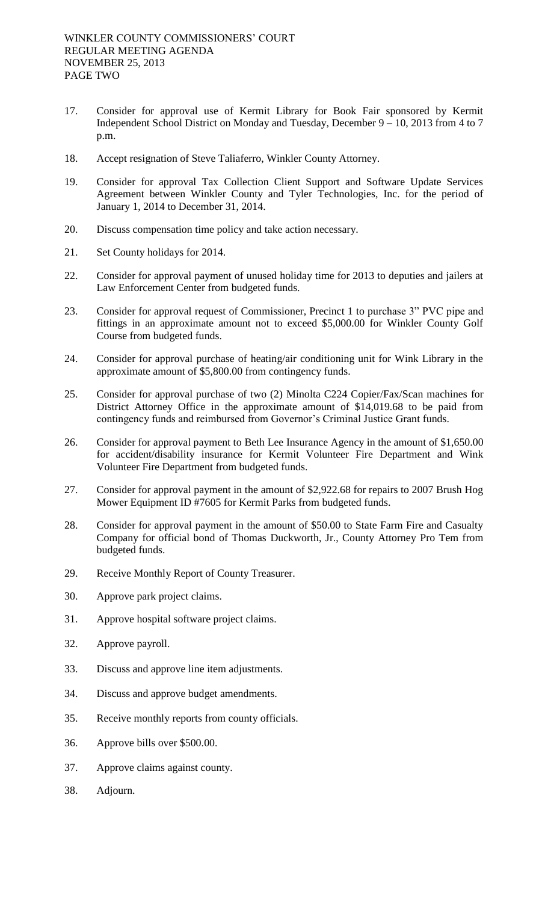17. Consider for approval use of Kermit Library for Book Fair sponsored by Kermit Independent School District on Monday and Tuesday, December 9 – 10, 2013 from 4 to 7 p.m.

18. Accept resignation of Steve Taliaferro, Winkler County Attorney.

19. Consider for approval Tax Collection Client Support and Software Update Services Agreement between Winkler County and Tyler Technologies, Inc. for the period of January 1, 2014 to December 31, 2014.

20. Discuss compensation time policy and take action necessary.

21. Set County holidays for 2014.

22. Consider for approval payment of unused holiday time for 2013 to deputies and jailers at Law Enforcement Center from budgeted funds.

23. Consider for approval request of Commissioner, Precinct 1 to purchase 3" PVC pipe and fittings in an approximate amount not to exceed $5,000.00 for Winkler County Golf Course from budgeted funds.

24. Consider for approval purchase of heating/air conditioning unit for Wink Library in the approximate amount of $5,800.00 from contingency funds.

25. Consider for approval purchase of two (2) Minolta C224 Copier/Fax/Scan machines for District Attorney Office in the approximate amount of $14,019.68 to be paid from contingency funds and reimbursed from Governor's Criminal Justice Grant funds.

26. Consider for approval payment to Beth Lee Insurance Agency in the amount of $1,650.00 for accident/disability insurance for Kermit Volunteer Fire Department and Wink Volunteer Fire Department from budgeted funds.

27. Consider for approval payment in the amount of $2,922.68 for repairs to 2007 Brush Hog Mower Equipment ID #7605 for Kermit Parks from budgeted funds.

28. Consider for approval payment in the amount of $50.00 to State Farm Fire and Casualty Company for official bond of Thomas Duckworth, Jr., County Attorney Pro Tem from budgeted funds.

29. Receive Monthly Report of County Treasurer.

30. Approve park project claims.

31. Approve hospital software project claims.

32. Approve payroll.

33. Discuss and approve line item adjustments.

34. Discuss and approve budget amendments.

35. Receive monthly reports from county officials.

36. Approve bills over $500.00.

37. Approve claims against county.

38. Adjourn.